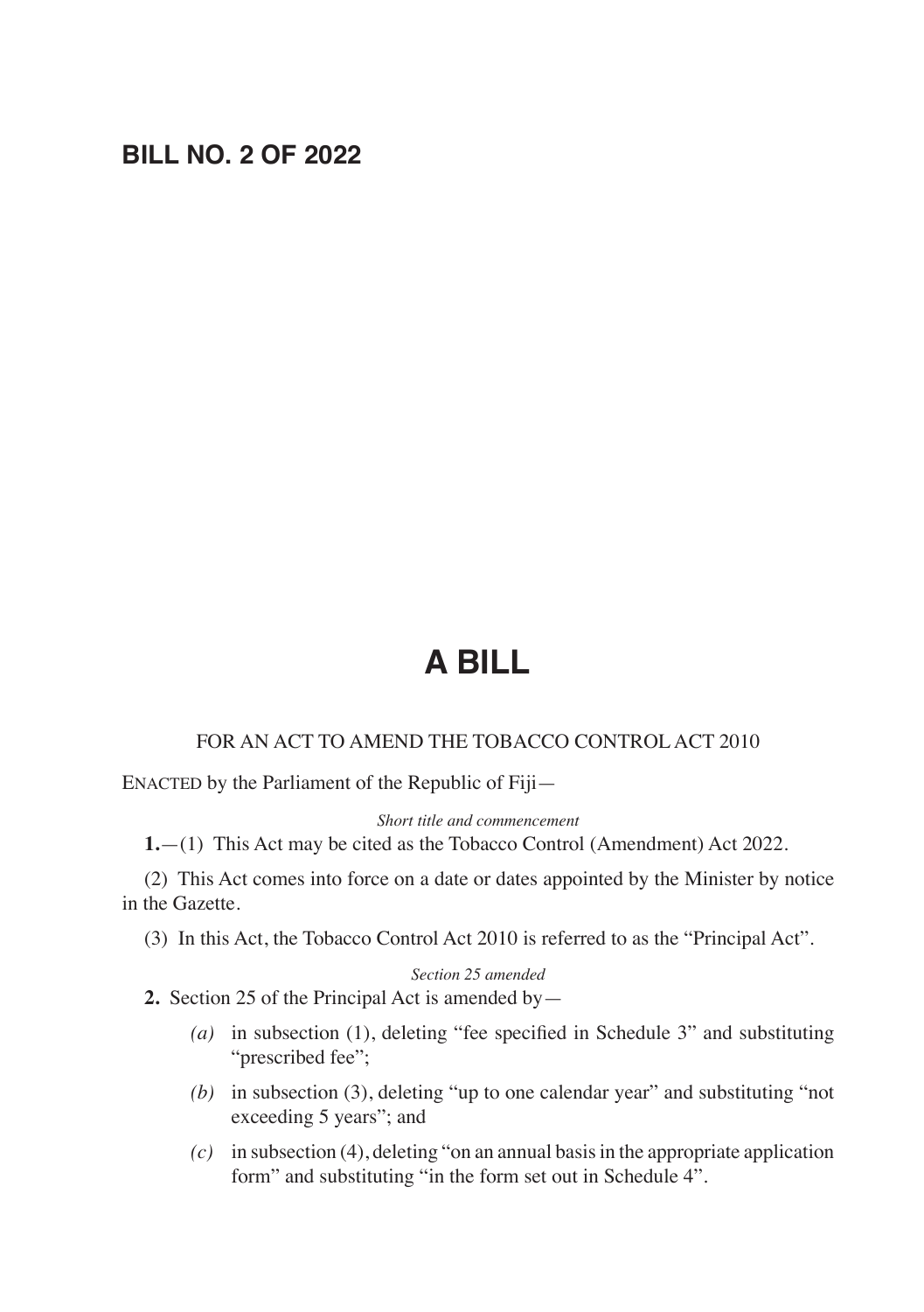# BILL NO. 2 OF 2022

# A BILL

FOR AN ACT TO AMEND THE TOBACCO CONTROL ACT 2010

ENACTED by the Parliament of the Republic of Fiji—

*Short title and commencement*

**1.**—(1) This Act may be cited as the Tobacco Control (Amendment) Act 2022.

(2) This Act comes into force on a date or dates appointed by the Minister by notice in the Gazette.

(3) In this Act, the Tobacco Control Act 2010 is referred to as the "Principal Act".

*Section 25 amended*

**2.** Section 25 of the Principal Act is amended by—

- *(a)* in subsection (1), deleting "fee specified in Schedule 3" and substituting "prescribed fee";
- *(b)* in subsection (3), deleting "up to one calendar year" and substituting "not exceeding 5 years"; and
- *(c)* in subsection (4), deleting "on an annual basis in the appropriate application form" and substituting "in the form set out in Schedule 4".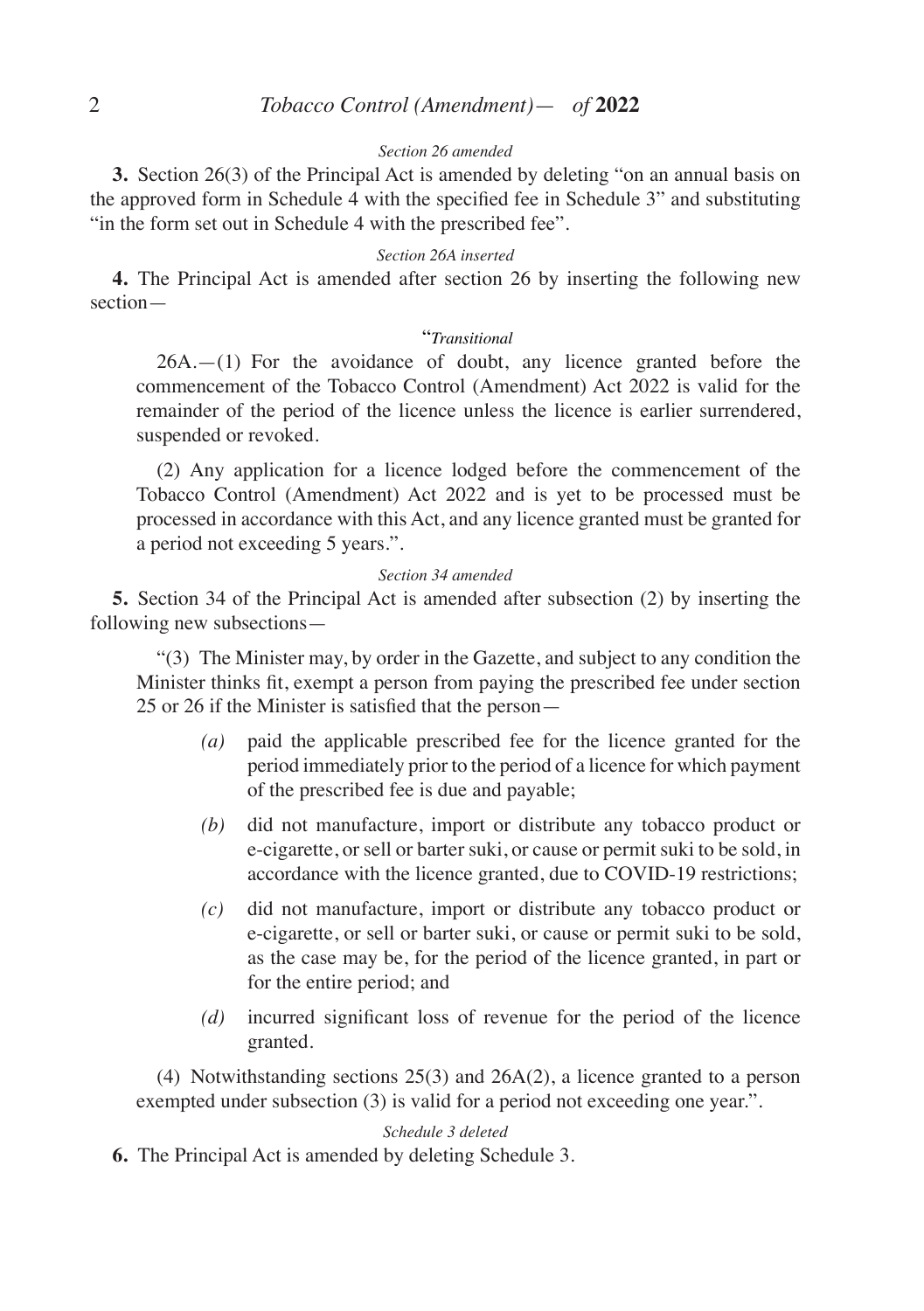*Section 26 amended*

**3.** Section 26(3) of the Principal Act is amended by deleting "on an annual basis on the approved form in Schedule 4 with the specified fee in Schedule 3" and substituting "in the form set out in Schedule 4 with the prescribed fee".

*Section 26A inserted*

**4.** The Principal Act is amended after section 26 by inserting the following new section—

"*Transitional*

26A.—(1) For the avoidance of doubt, any licence granted before the commencement of the Tobacco Control (Amendment) Act 2022 is valid for the remainder of the period of the licence unless the licence is earlier surrendered, suspended or revoked.

(2) Any application for a licence lodged before the commencement of the Tobacco Control (Amendment) Act 2022 and is yet to be processed must be processed in accordance with this Act, and any licence granted must be granted for a period not exceeding 5 years.".

*Section 34 amended*

**5.** Section 34 of the Principal Act is amended after subsection (2) by inserting the following new subsections—

"(3) The Minister may, by order in the Gazette, and subject to any condition the Minister thinks fit, exempt a person from paying the prescribed fee under section 25 or 26 if the Minister is satisfied that the person—

- *(a)* paid the applicable prescribed fee for the licence granted for the period immediately prior to the period of a licence for which payment of the prescribed fee is due and payable;
- *(b)* did not manufacture, import or distribute any tobacco product or e-cigarette, or sell or barter suki, or cause or permit suki to be sold, in accordance with the licence granted, due to COVID-19 restrictions;
- *(c)* did not manufacture, import or distribute any tobacco product or e-cigarette, or sell or barter suki, or cause or permit suki to be sold, as the case may be, for the period of the licence granted, in part or for the entire period; and
- *(d)* incurred significant loss of revenue for the period of the licence granted.

(4) Notwithstanding sections 25(3) and 26A(2), a licence granted to a person exempted under subsection (3) is valid for a period not exceeding one year.".

*Schedule 3 deleted*

**6.** The Principal Act is amended by deleting Schedule 3.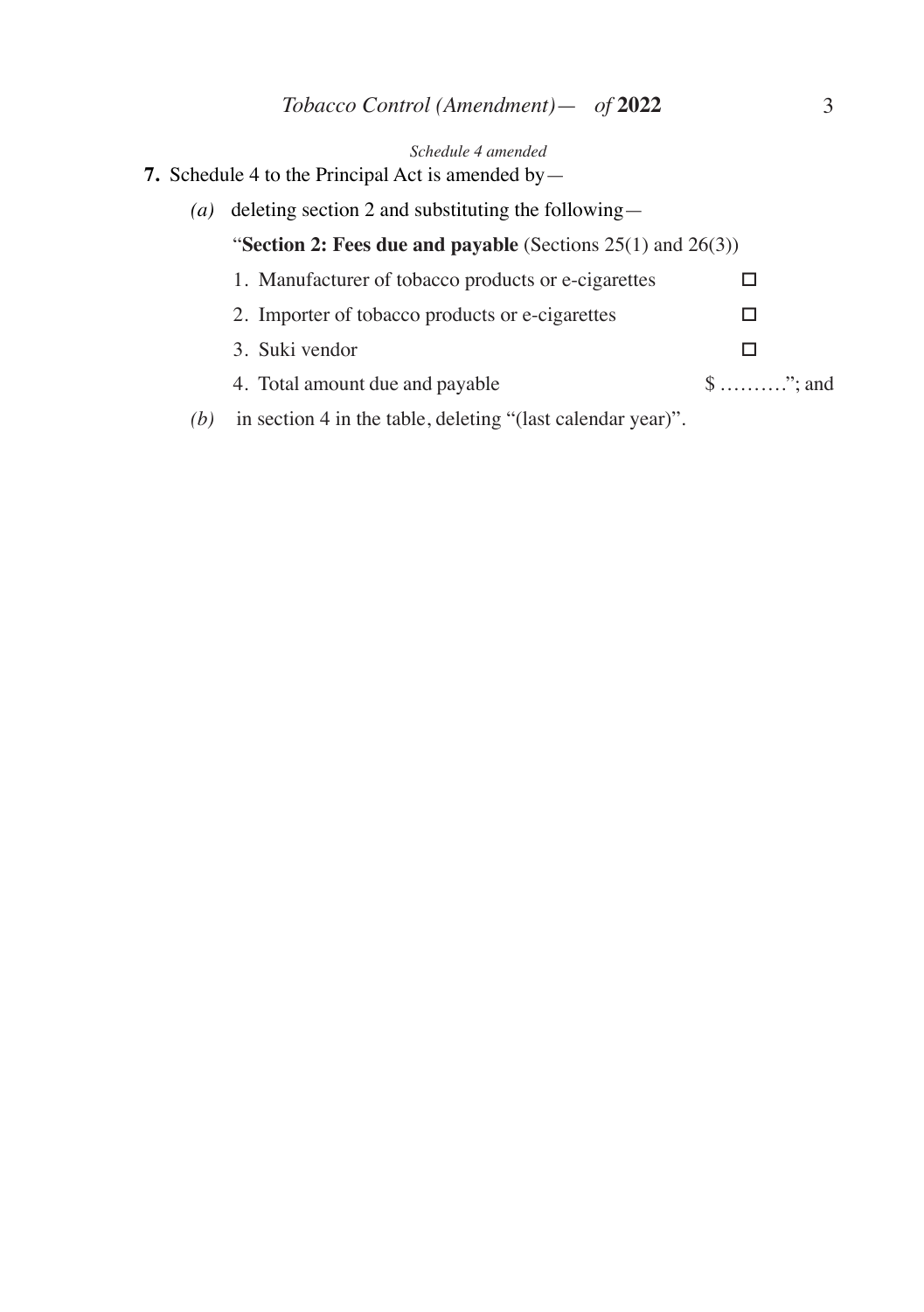*Schedule 4 amended*

**7.** Schedule 4 to the Principal Act is amended by—

*(a)* deleting section 2 and substituting the following—

"**Section 2: Fees due and payable** (Sections 25(1) and 26(3))

1. Manufacturer of tobacco products or e-cigarettes ☐
2. Importer of tobacco products or e-cigarettes ☐
3. Suki vendor ☐
4. Total amount due and payable $ ………"; and

*(b)* in section 4 in the table, deleting "(last calendar year)".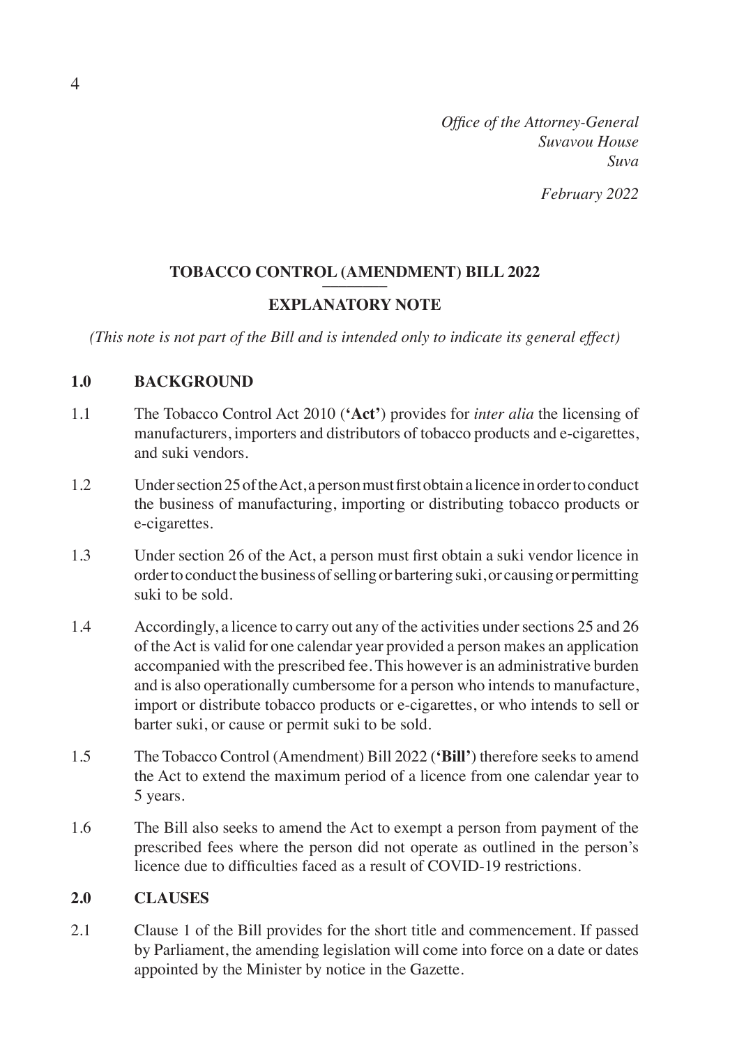*Office of the Attorney-General*
*Suvavou House*
*Suva*

*February 2022*

## TOBACCO CONTROL (AMENDMENT) BILL 2022

## EXPLANATORY NOTE

*(This note is not part of the Bill and is intended only to indicate its general effect)*

### 1.0 BACKGROUND

1.1 The Tobacco Control Act 2010 (**'Act'**) provides for *inter alia* the licensing of manufacturers, importers and distributors of tobacco products and e-cigarettes, and suki vendors.

1.2 Under section 25 of the Act, a person must first obtain a licence in order to conduct the business of manufacturing, importing or distributing tobacco products or e-cigarettes.

1.3 Under section 26 of the Act, a person must first obtain a suki vendor licence in order to conduct the business of selling or bartering suki, or causing or permitting suki to be sold.

1.4 Accordingly, a licence to carry out any of the activities under sections 25 and 26 of the Act is valid for one calendar year provided a person makes an application accompanied with the prescribed fee. This however is an administrative burden and is also operationally cumbersome for a person who intends to manufacture, import or distribute tobacco products or e-cigarettes, or who intends to sell or barter suki, or cause or permit suki to be sold.

1.5 The Tobacco Control (Amendment) Bill 2022 (**'Bill'**) therefore seeks to amend the Act to extend the maximum period of a licence from one calendar year to 5 years.

1.6 The Bill also seeks to amend the Act to exempt a person from payment of the prescribed fees where the person did not operate as outlined in the person's licence due to difficulties faced as a result of COVID-19 restrictions.

### 2.0 CLAUSES

2.1 Clause 1 of the Bill provides for the short title and commencement. If passed by Parliament, the amending legislation will come into force on a date or dates appointed by the Minister by notice in the Gazette.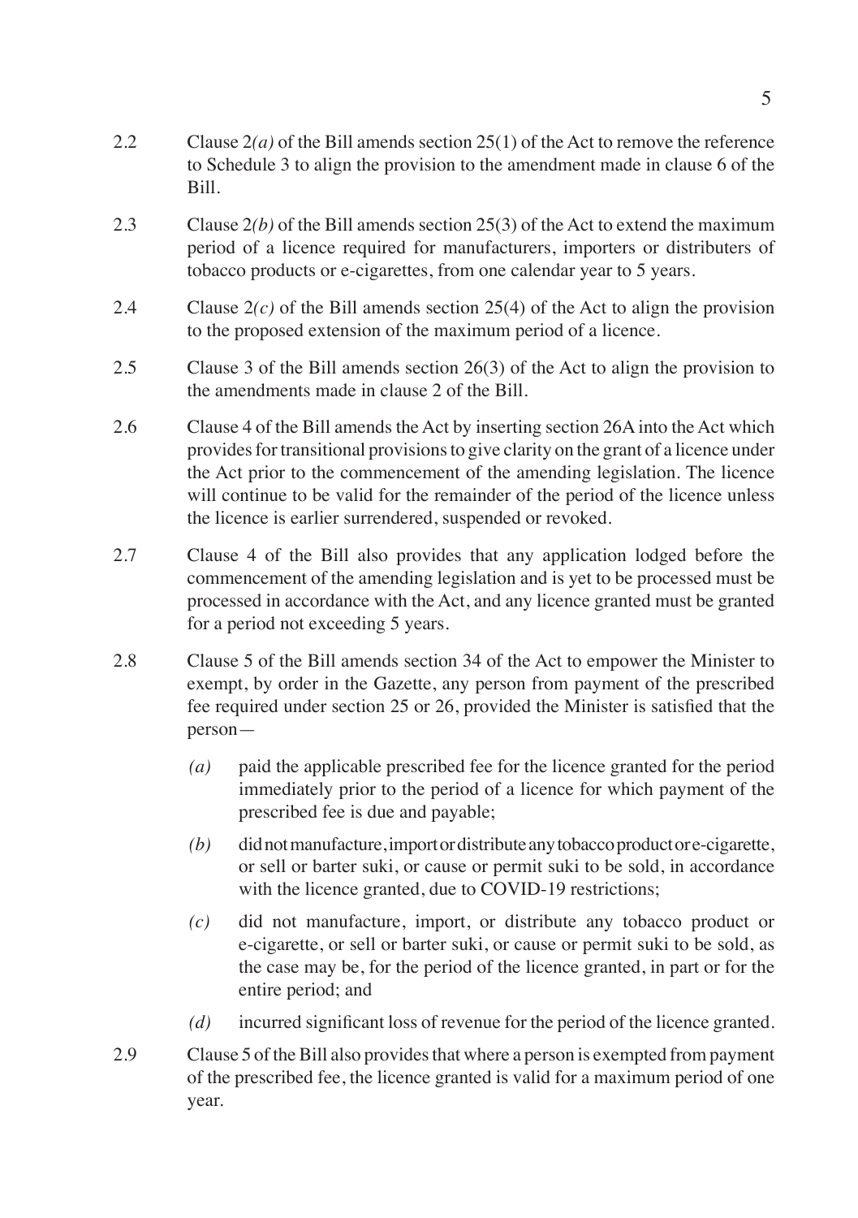2.2 Clause 2*(a)* of the Bill amends section 25(1) of the Act to remove the reference to Schedule 3 to align the provision to the amendment made in clause 6 of the Bill.

2.3 Clause 2*(b)* of the Bill amends section 25(3) of the Act to extend the maximum period of a licence required for manufacturers, importers or distributers of tobacco products or e-cigarettes, from one calendar year to 5 years.

2.4 Clause 2*(c)* of the Bill amends section 25(4) of the Act to align the provision to the proposed extension of the maximum period of a licence.

2.5 Clause 3 of the Bill amends section 26(3) of the Act to align the provision to the amendments made in clause 2 of the Bill.

2.6 Clause 4 of the Bill amends the Act by inserting section 26A into the Act which provides for transitional provisions to give clarity on the grant of a licence under the Act prior to the commencement of the amending legislation. The licence will continue to be valid for the remainder of the period of the licence unless the licence is earlier surrendered, suspended or revoked.

2.7 Clause 4 of the Bill also provides that any application lodged before the commencement of the amending legislation and is yet to be processed must be processed in accordance with the Act, and any licence granted must be granted for a period not exceeding 5 years.

2.8 Clause 5 of the Bill amends section 34 of the Act to empower the Minister to exempt, by order in the Gazette, any person from payment of the prescribed fee required under section 25 or 26, provided the Minister is satisfied that the person—

*(a)* paid the applicable prescribed fee for the licence granted for the period immediately prior to the period of a licence for which payment of the prescribed fee is due and payable;

*(b)* did not manufacture, import or distribute any tobacco product or e-cigarette, or sell or barter suki, or cause or permit suki to be sold, in accordance with the licence granted, due to COVID-19 restrictions;

*(c)* did not manufacture, import, or distribute any tobacco product or e-cigarette, or sell or barter suki, or cause or permit suki to be sold, as the case may be, for the period of the licence granted, in part or for the entire period; and

*(d)* incurred significant loss of revenue for the period of the licence granted.

2.9 Clause 5 of the Bill also provides that where a person is exempted from payment of the prescribed fee, the licence granted is valid for a maximum period of one year.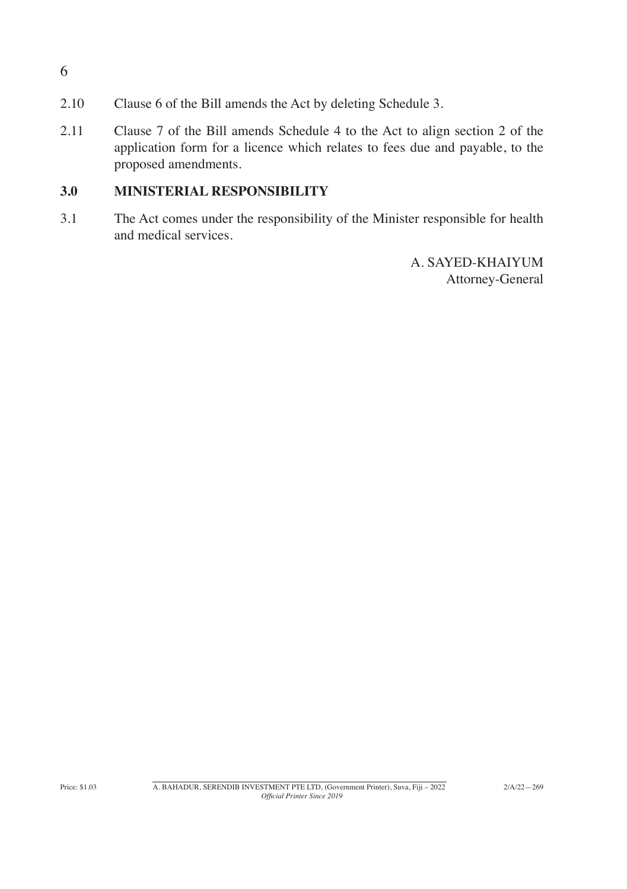2.10 Clause 6 of the Bill amends the Act by deleting Schedule 3.

2.11 Clause 7 of the Bill amends Schedule 4 to the Act to align section 2 of the application form for a licence which relates to fees due and payable, to the proposed amendments.

## 3.0 MINISTERIAL RESPONSIBILITY

3.1 The Act comes under the responsibility of the Minister responsible for health and medical services.

A. SAYED-KHAIYUM
Attorney-General

Price: $1.03

A. BAHADUR, SERENDIB INVESTMENT PTE LTD, (Government Printer), Suva, Fiji – 2022
*Official Printer Since 2019*

2/A/22—269